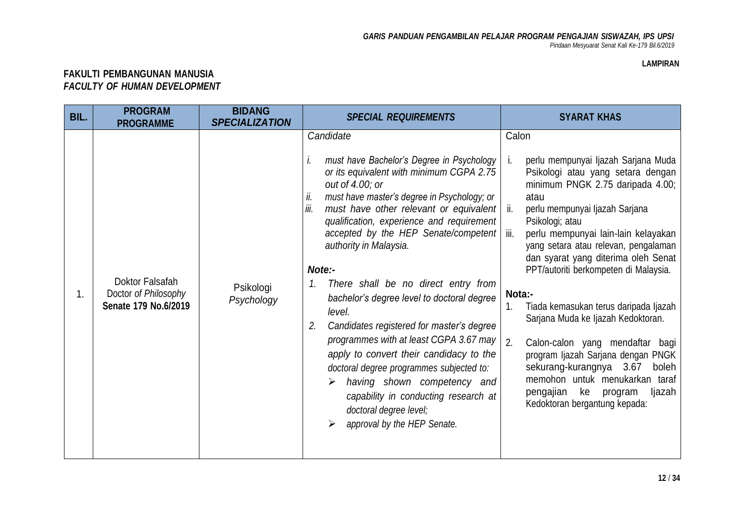**LAMPIRAN**

## FAKULTI PEMBANGUNAN MANUSIA
## *FACULTY OF HUMAN DEVELOPMENT*

| BIL. | PROGRAM PROGRAMME | BIDANG *SPECIALIZATION* | *SPECIAL REQUIREMENTS* | SYARAT KHAS |
|---|---|---|---|---|
| 1. | Doktor Falsafah<br>Doctor *of Philosophy*<br>**Senate 179 No.6/2019** | Psikologi<br>*Psychology* | *Candidate*<br><br>*i. must have Bachelor's Degree in Psychology or its equivalent with minimum CGPA 2.75 out of 4.00; or*<br>*ii. must have master's degree in Psychology; or*<br>*iii. must have other relevant or equivalent qualification, experience and requirement accepted by the HEP Senate/competent authority in Malaysia.*<br><br>***Note:-***<br>*1. There shall be no direct entry from bachelor's degree level to doctoral degree level.*<br>*2. Candidates registered for master's degree programmes with at least CGPA 3.67 may apply to convert their candidacy to the doctoral degree programmes subjected to:*<br>➢ *having shown competency and capability in conducting research at doctoral degree level;*<br>➢ *approval by the HEP Senate.* | Calon<br><br>i. perlu mempunyai Ijazah Sarjana Muda Psikologi atau yang setara dengan minimum PNGK 2.75 daripada 4.00; atau<br>ii. perlu mempunyai Ijazah Sarjana Psikologi; atau<br>iii. perlu mempunyai lain-lain kelayakan yang setara atau relevan, pengalaman dan syarat yang diterima oleh Senat PPT/autoriti berkompeten di Malaysia.<br><br>**Nota:-**<br>1. Tiada kemasukan terus daripada Ijazah Sarjana Muda ke Ijazah Kedoktoran.<br>2. Calon-calon yang mendaftar bagi program Ijazah Sarjana dengan PNGK sekurang-kurangnya 3.67 boleh memohon untuk menukarkan taraf pengajian ke program Ijazah Kedoktoran bergantung kepada: |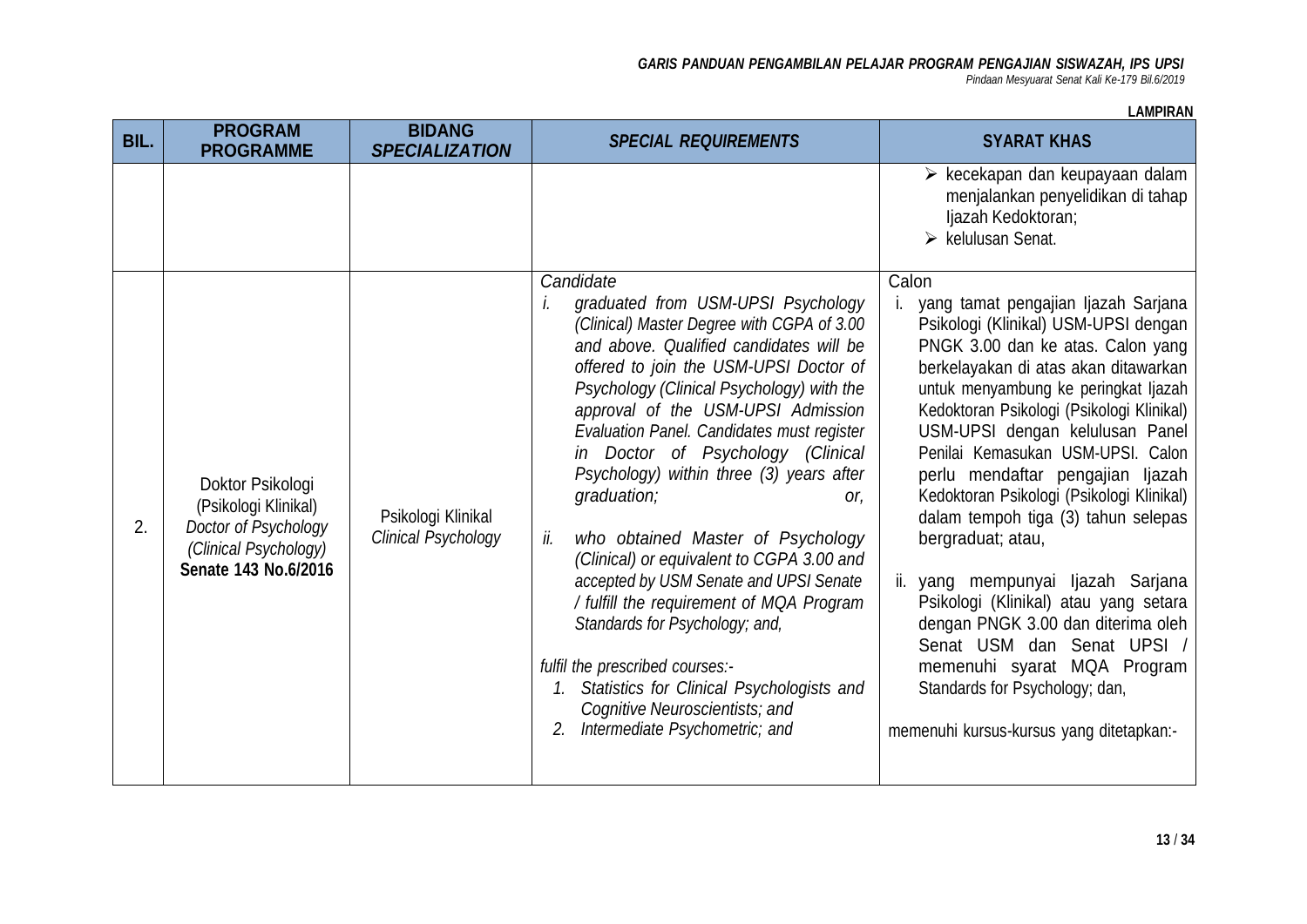**LAMPIRAN**

| BIL. | PROGRAM<br>PROGRAMME | BIDANG<br>*SPECIALIZATION* | *SPECIAL REQUIREMENTS* | SYARAT KHAS |
|---|---|---|---|---|
| | | | | ➢ kecekapan dan keupayaan dalam menjalankan penyelidikan di tahap Ijazah Kedoktoran;<br>➢ kelulusan Senat. |
| 2. | Doktor Psikologi (Psikologi Klinikal)<br>*Doctor of Psychology (Clinical Psychology)*<br>**Senate 143 No.6/2016** | Psikologi Klinikal<br>*Clinical Psychology* | *Candidate*<br>*i. graduated from USM-UPSI Psychology (Clinical) Master Degree with CGPA of 3.00 and above. Qualified candidates will be offered to join the USM-UPSI Doctor of Psychology (Clinical Psychology) with the approval of the USM-UPSI Admission Evaluation Panel. Candidates must register in Doctor of Psychology (Clinical Psychology) within three (3) years after graduation; or,*<br>*ii. who obtained Master of Psychology (Clinical) or equivalent to CGPA 3.00 and accepted by USM Senate and UPSI Senate / fulfill the requirement of MQA Program Standards for Psychology; and,*<br>*fulfil the prescribed courses:-*<br>*1. Statistics for Clinical Psychologists and Cognitive Neuroscientists; and*<br>*2. Intermediate Psychometric; and* | Calon<br>i. yang tamat pengajian Ijazah Sarjana Psikologi (Klinikal) USM-UPSI dengan PNGK 3.00 dan ke atas. Calon yang berkelayakan di atas akan ditawarkan untuk menyambung ke peringkat Ijazah Kedoktoran Psikologi (Psikologi Klinikal) USM-UPSI dengan kelulusan Panel Penilai Kemasukan USM-UPSI. Calon perlu mendaftar pengajian Ijazah Kedoktoran Psikologi (Psikologi Klinikal) dalam tempoh tiga (3) tahun selepas bergraduat; atau,<br>ii. yang mempunyai Ijazah Sarjana Psikologi (Klinikal) atau yang setara dengan PNGK 3.00 dan diterima oleh Senat USM dan Senat UPSI / memenuhi syarat MQA Program Standards for Psychology; dan,<br>memenuhi kursus-kursus yang ditetapkan:- |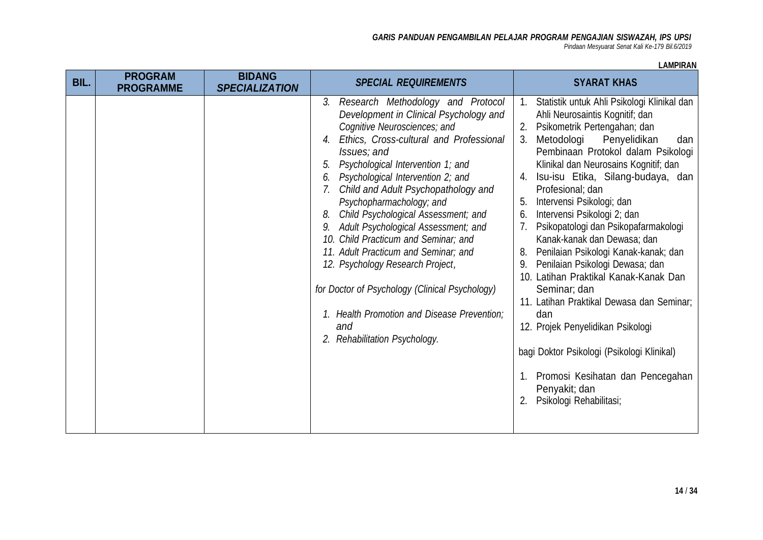**LAMPIRAN**

| BIL. | PROGRAM PROGRAMME | BIDANG *SPECIALIZATION* | *SPECIAL REQUIREMENTS* | SYARAT KHAS |
|---|---|---|---|---|
| | | | *3. Research Methodology and Protocol Development in Clinical Psychology and Cognitive Neurosciences; and*<br>*4. Ethics, Cross-cultural and Professional Issues; and*<br>*5. Psychological Intervention 1; and*<br>*6. Psychological Intervention 2; and*<br>*7. Child and Adult Psychopathology and Psychopharmacology; and*<br>*8. Child Psychological Assessment; and*<br>*9. Adult Psychological Assessment; and*<br>*10. Child Practicum and Seminar; and*<br>*11. Adult Practicum and Seminar; and*<br>*12. Psychology Research Project*,<br><br>*for Doctor of Psychology (Clinical Psychology)*<br><br>*1. Health Promotion and Disease Prevention; and*<br>*2. Rehabilitation Psychology.* | 1. Statistik untuk Ahli Psikologi Klinikal dan Ahli Neurosaintis Kognitif; dan<br>2. Psikometrik Pertengahan; dan<br>3. Metodologi Penyelidikan dan Pembinaan Protokol dalam Psikologi Klinikal dan Neurosains Kognitif; dan<br>4. Isu-isu Etika, Silang-budaya, dan Profesional; dan<br>5. Intervensi Psikologi; dan<br>6. Intervensi Psikologi 2; dan<br>7. Psikopatologi dan Psikopafarmakologi Kanak-kanak dan Dewasa; dan<br>8. Penilaian Psikologi Kanak-kanak; dan<br>9. Penilaian Psikologi Dewasa; dan<br>10. Latihan Praktikal Kanak-Kanak Dan Seminar; dan<br>11. Latihan Praktikal Dewasa dan Seminar; dan<br>12. Projek Penyelidikan Psikologi<br><br>bagi Doktor Psikologi (Psikologi Klinikal)<br><br>1. Promosi Kesihatan dan Pencegahan Penyakit; dan<br>2. Psikologi Rehabilitasi; |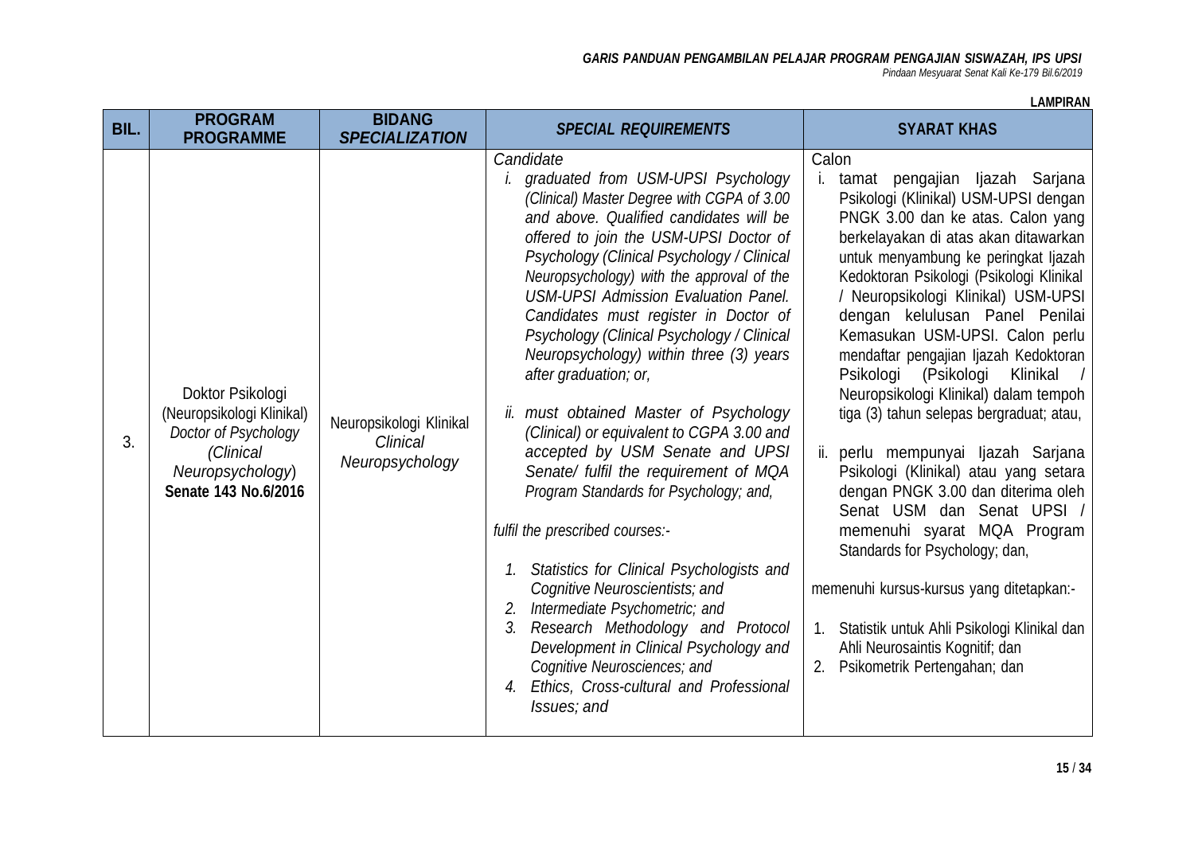**LAMPIRAN**

| BIL. | PROGRAM<br>PROGRAMME | BIDANG<br>*SPECIALIZATION* | *SPECIAL REQUIREMENTS* | SYARAT KHAS |
|---|---|---|---|---|
| 3. | Doktor Psikologi (Neuropsikologi Klinikal)<br>*Doctor of Psychology (Clinical Neuropsychology)*<br>**Senate 143 No.6/2016** | Neuropsikologi Klinikal<br>*Clinical Neuropsychology* | *Candidate*<br>*i. graduated from USM-UPSI Psychology (Clinical) Master Degree with CGPA of 3.00 and above. Qualified candidates will be offered to join the USM-UPSI Doctor of Psychology (Clinical Psychology / Clinical Neuropsychology) with the approval of the USM-UPSI Admission Evaluation Panel. Candidates must register in Doctor of Psychology (Clinical Psychology / Clinical Neuropsychology) within three (3) years after graduation; or,*<br><br>*ii. must obtained Master of Psychology (Clinical) or equivalent to CGPA 3.00 and accepted by USM Senate and UPSI Senate/ fulfil the requirement of MQA Program Standards for Psychology; and,*<br><br>*fulfil the prescribed courses:-*<br><br>*1. Statistics for Clinical Psychologists and Cognitive Neuroscientists; and*<br>*2. Intermediate Psychometric; and*<br>*3. Research Methodology and Protocol Development in Clinical Psychology and Cognitive Neurosciences; and*<br>*4. Ethics, Cross-cultural and Professional Issues; and* | Calon<br>i. tamat pengajian Ijazah Sarjana Psikologi (Klinikal) USM-UPSI dengan PNGK 3.00 dan ke atas. Calon yang berkelayakan di atas akan ditawarkan untuk menyambung ke peringkat Ijazah Kedoktoran Psikologi (Psikologi Klinikal / Neuropsikologi Klinikal) USM-UPSI dengan kelulusan Panel Penilai Kemasukan USM-UPSI. Calon perlu mendaftar pengajian Ijazah Kedoktoran Psikologi (Psikologi Klinikal / Neuropsikologi Klinikal) dalam tempoh tiga (3) tahun selepas bergraduat; atau,<br><br>ii. perlu mempunyai Ijazah Sarjana Psikologi (Klinikal) atau yang setara dengan PNGK 3.00 dan diterima oleh Senat USM dan Senat UPSI / memenuhi syarat MQA Program Standards for Psychology; dan,<br><br>memenuhi kursus-kursus yang ditetapkan:-<br><br>1. Statistik untuk Ahli Psikologi Klinikal dan Ahli Neurosaintis Kognitif; dan<br>2. Psikometrik Pertengahan; dan |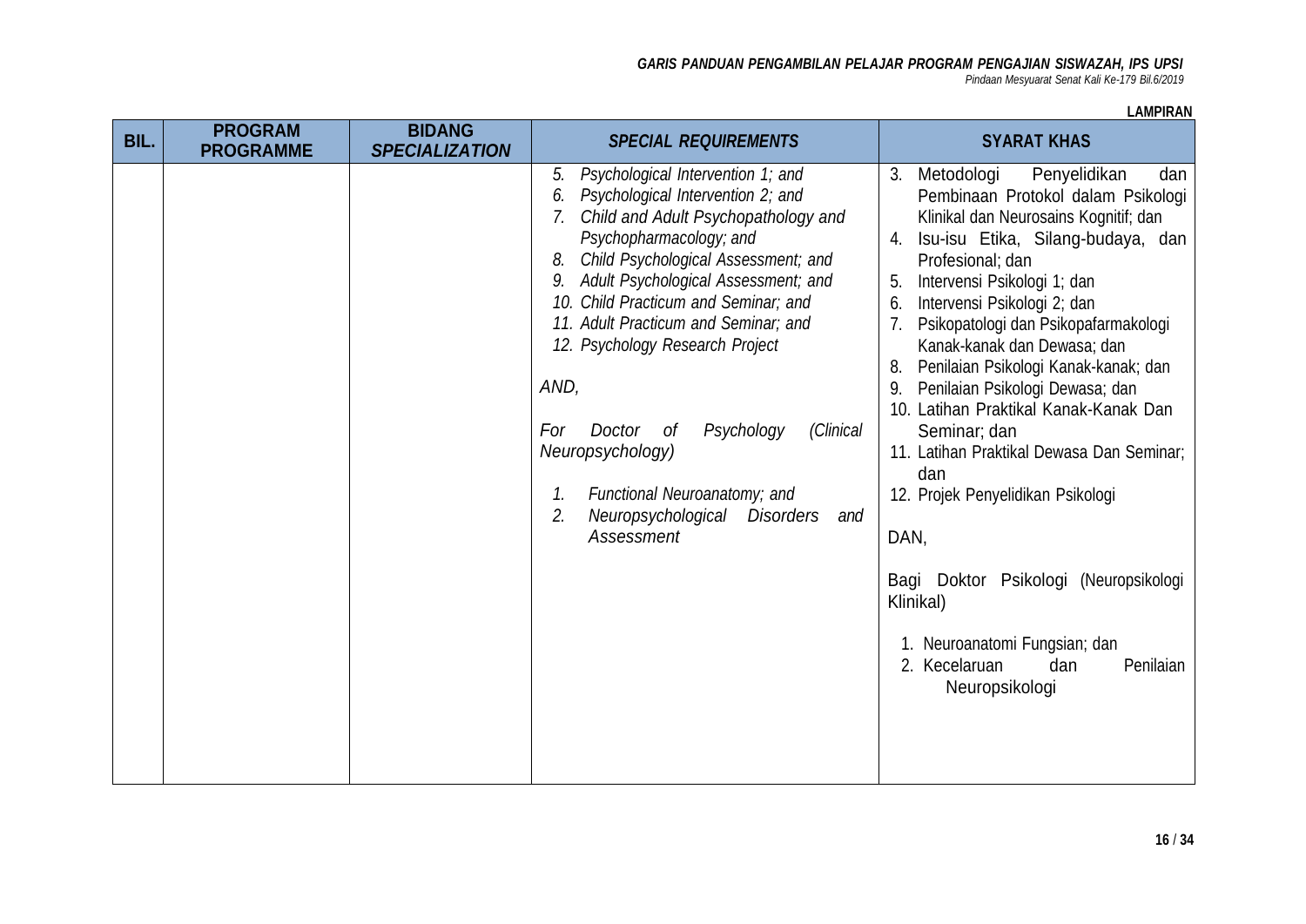**LAMPIRAN**

| BIL. | PROGRAM PROGRAMME | BIDANG *SPECIALIZATION* | *SPECIAL REQUIREMENTS* | SYARAT KHAS |
|---|---|---|---|---|
| | | | *5. Psychological Intervention 1; and*<br>*6. Psychological Intervention 2; and*<br>*7. Child and Adult Psychopathology and Psychopharmacology; and*<br>*8. Child Psychological Assessment; and*<br>*9. Adult Psychological Assessment; and*<br>*10. Child Practicum and Seminar; and*<br>*11. Adult Practicum and Seminar; and*<br>*12. Psychology Research Project*<br><br>*AND,*<br><br>*For Doctor of Psychology (Clinical Neuropsychology)*<br><br>*1. Functional Neuroanatomy; and*<br>*2. Neuropsychological Disorders and Assessment* | 3. Metodologi Penyelidikan dan Pembinaan Protokol dalam Psikologi Klinikal dan Neurosains Kognitif; dan<br>4. Isu-isu Etika, Silang-budaya, dan Profesional; dan<br>5. Intervensi Psikologi 1; dan<br>6. Intervensi Psikologi 2; dan<br>7. Psikopatologi dan Psikopafarmakologi Kanak-kanak dan Dewasa; dan<br>8. Penilaian Psikologi Kanak-kanak; dan<br>9. Penilaian Psikologi Dewasa; dan<br>10. Latihan Praktikal Kanak-Kanak Dan Seminar; dan<br>11. Latihan Praktikal Dewasa Dan Seminar; dan<br>12. Projek Penyelidikan Psikologi<br><br>DAN,<br><br>Bagi Doktor Psikologi (Neuropsikologi Klinikal)<br><br>1. Neuroanatomi Fungsian; dan<br>2. Kecelaruan dan Penilaian Neuropsikologi |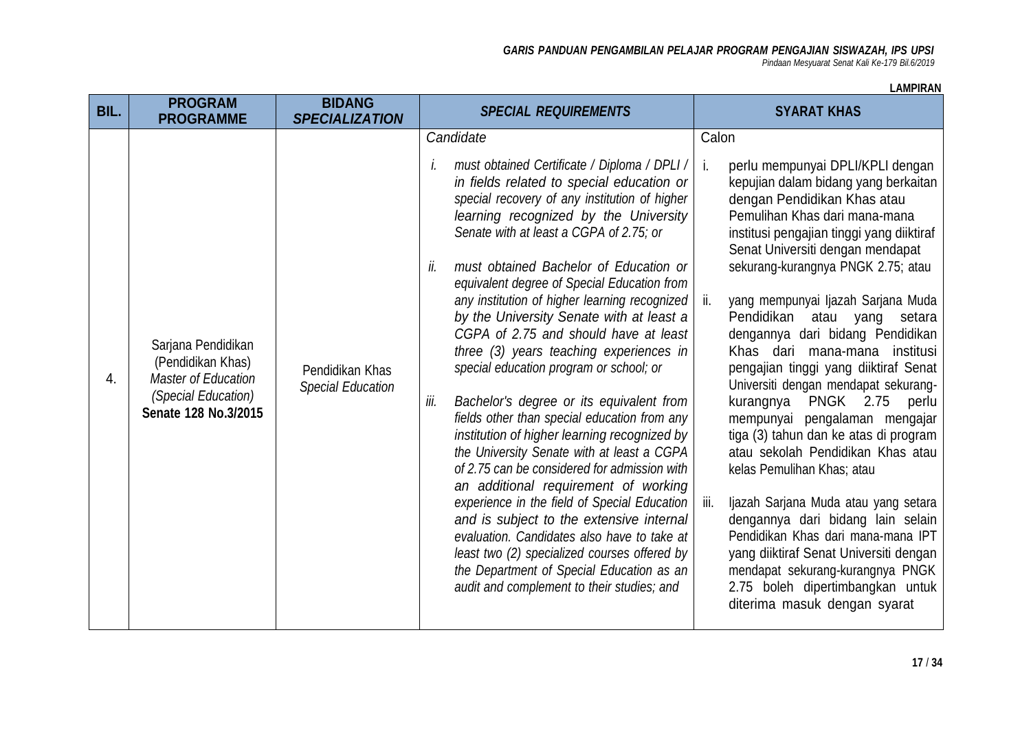**LAMPIRAN**

| BIL. | PROGRAM *PROGRAMME* | BIDANG *SPECIALIZATION* | *SPECIAL REQUIREMENTS* | SYARAT KHAS |
|---|---|---|---|---|
| 4. | Sarjana Pendidikan (Pendidikan Khas) *Master of Education (Special Education)* **Senate 128 No.3/2015** | Pendidikan Khas *Special Education* | *Candidate*<br><br>*i. must obtained Certificate / Diploma / DPLI / in fields related to special education or special recovery of any institution of higher learning recognized by the University Senate with at least a CGPA of 2.75; or*<br><br>*ii. must obtained Bachelor of Education or equivalent degree of Special Education from any institution of higher learning recognized by the University Senate with at least a CGPA of 2.75 and should have at least three (3) years teaching experiences in special education program or school; or*<br><br>*iii. Bachelor's degree or its equivalent from fields other than special education from any institution of higher learning recognized by the University Senate with at least a CGPA of 2.75 can be considered for admission with an additional requirement of working experience in the field of Special Education and is subject to the extensive internal evaluation. Candidates also have to take at least two (2) specialized courses offered by the Department of Special Education as an audit and complement to their studies; and* | Calon<br><br>i. perlu mempunyai DPLI/KPLI dengan kepujian dalam bidang yang berkaitan dengan Pendidikan Khas atau Pemulihan Khas dari mana-mana institusi pengajian tinggi yang diiktiraf Senat Universiti dengan mendapat sekurang-kurangnya PNGK 2.75; atau<br><br>ii. yang mempunyai Ijazah Sarjana Muda Pendidikan atau yang setara dengannya dari bidang Pendidikan Khas dari mana-mana institusi pengajian tinggi yang diiktiraf Senat Universiti dengan mendapat sekurang-kurangnya PNGK 2.75 perlu mempunyai pengalaman mengajar tiga (3) tahun dan ke atas di program atau sekolah Pendidikan Khas atau kelas Pemulihan Khas; atau<br><br>iii. Ijazah Sarjana Muda atau yang setara dengannya dari bidang lain selain Pendidikan Khas dari mana-mana IPT yang diiktiraf Senat Universiti dengan mendapat sekurang-kurangnya PNGK 2.75 boleh dipertimbangkan untuk diterima masuk dengan syarat |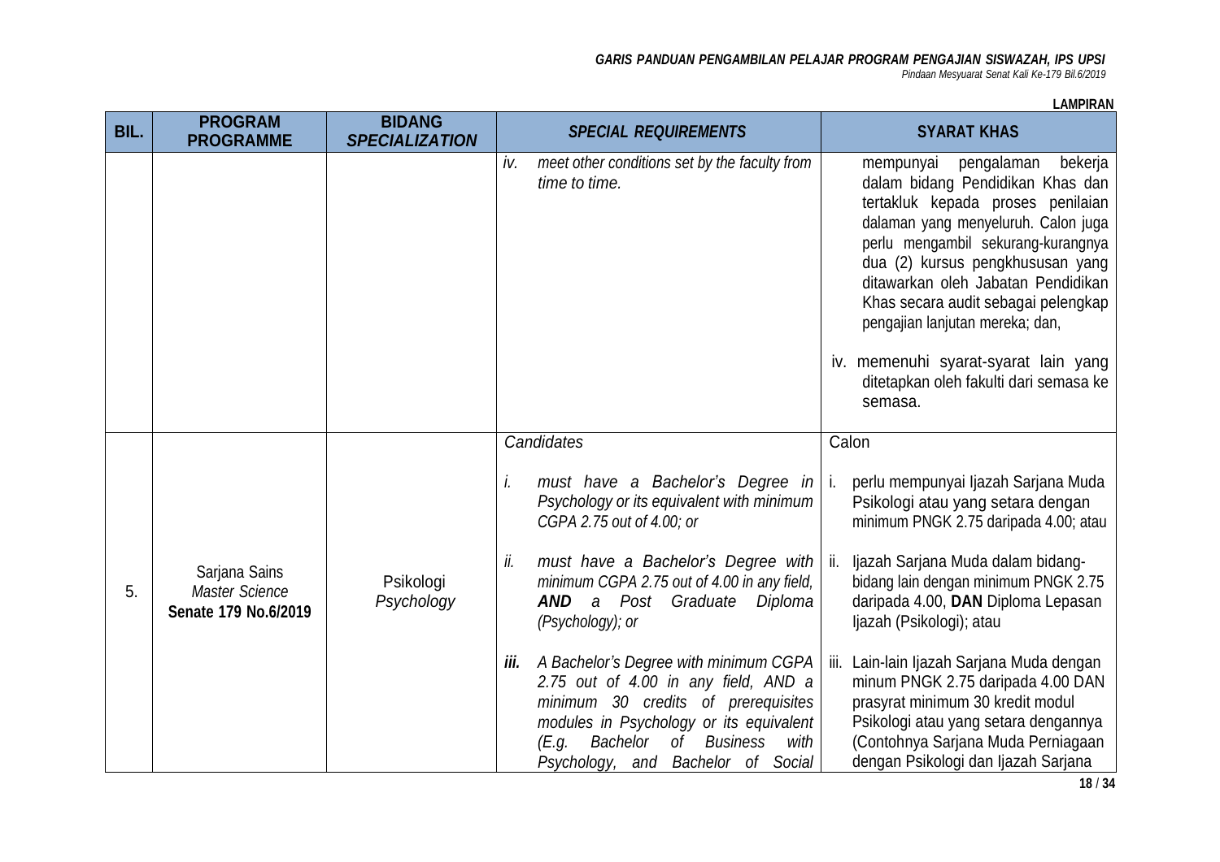**LAMPIRAN**

| BIL. | PROGRAM<br>PROGRAMME | BIDANG<br>*SPECIALIZATION* | *SPECIAL REQUIREMENTS* | SYARAT KHAS |
|---|---|---|---|---|
| | | | *iv. meet other conditions set by the faculty from time to time.* | mempunyai pengalaman bekerja dalam bidang Pendidikan Khas dan tertakluk kepada proses penilaian dalaman yang menyeluruh. Calon juga perlu mengambil sekurang-kurangnya dua (2) kursus pengkhususan yang ditawarkan oleh Jabatan Pendidikan Khas secara audit sebagai pelengkap pengajian lanjutan mereka; dan,<br><br>iv. memenuhi syarat-syarat lain yang ditetapkan oleh fakulti dari semasa ke semasa. |
| 5. | Sarjana Sains<br>*Master Science*<br>**Senate 179 No.6/2019** | Psikologi<br>*Psychology* | *Candidates*<br><br>*i. must have a Bachelor's Degree in Psychology or its equivalent with minimum CGPA 2.75 out of 4.00; or*<br><br>*ii. must have a Bachelor's Degree with minimum CGPA 2.75 out of 4.00 in any field, **AND** a Post Graduate Diploma (Psychology); or*<br><br>***iii.** A Bachelor's Degree with minimum CGPA 2.75 out of 4.00 in any field, AND a minimum 30 credits of prerequisites modules in Psychology or its equivalent (E.g. Bachelor of Business with Psychology, and Bachelor of Social* | Calon<br><br>i. perlu mempunyai Ijazah Sarjana Muda Psikologi atau yang setara dengan minimum PNGK 2.75 daripada 4.00; atau<br><br>ii. Ijazah Sarjana Muda dalam bidang-bidang lain dengan minimum PNGK 2.75 daripada 4.00, **DAN** Diploma Lepasan Ijazah (Psikologi); atau<br><br>iii. Lain-lain Ijazah Sarjana Muda dengan minum PNGK 2.75 daripada 4.00 DAN prasyrat minimum 30 kredit modul Psikologi atau yang setara dengannya (Contohnya Sarjana Muda Perniagaan dengan Psikologi dan Ijazah Sarjana |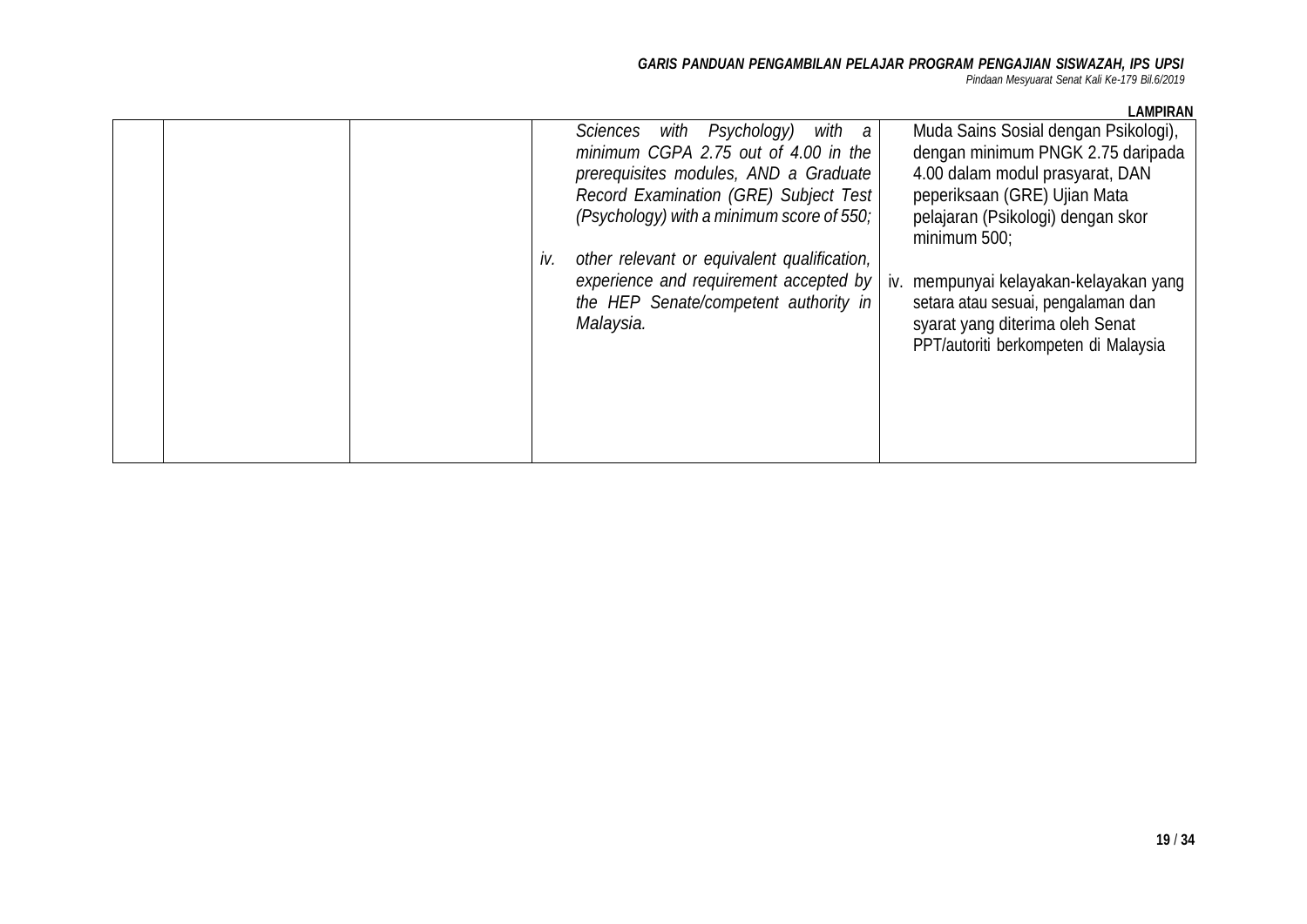**LAMPIRAN**

| | | | | |
|---|---|---|---|---|
| | | | *Sciences with Psychology) with a minimum CGPA 2.75 out of 4.00 in the prerequisites modules, AND a Graduate Record Examination (GRE) Subject Test (Psychology) with a minimum score of 550;*<br><br>*iv. other relevant or equivalent qualification, experience and requirement accepted by the HEP Senate/competent authority in Malaysia.* | Muda Sains Sosial dengan Psikologi), dengan minimum PNGK 2.75 daripada 4.00 dalam modul prasyarat, DAN peperiksaan (GRE) Ujian Mata pelajaran (Psikologi) dengan skor minimum 500;<br><br>iv. mempunyai kelayakan-kelayakan yang setara atau sesuai, pengalaman dan syarat yang diterima oleh Senat PPT/autoriti berkompeten di Malaysia |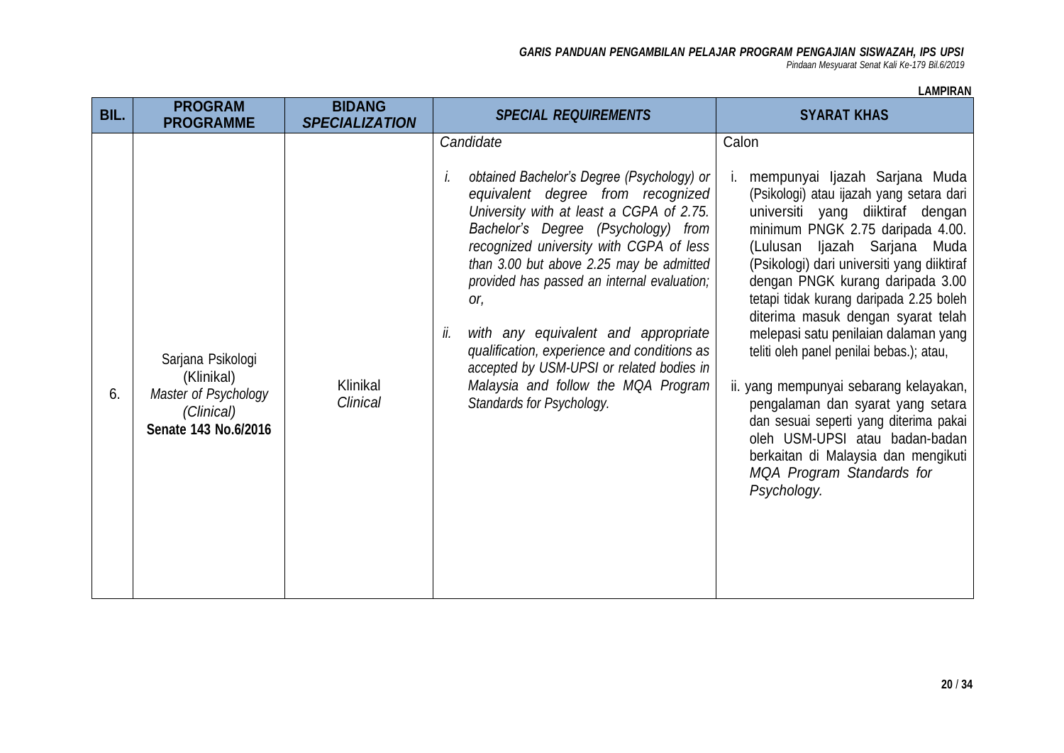**LAMPIRAN**

| BIL. | PROGRAM<br>PROGRAMME | BIDANG<br>*SPECIALIZATION* | *SPECIAL REQUIREMENTS* | SYARAT KHAS |
|---|---|---|---|---|
| 6. | Sarjana Psikologi (Klinikal)<br>*Master of Psychology (Clinical)*<br>**Senate 143 No.6/2016** | Klinikal<br>*Clinical* | *Candidate*<br><br>*i. obtained Bachelor's Degree (Psychology) or equivalent degree from recognized University with at least a CGPA of 2.75. Bachelor's Degree (Psychology) from recognized university with CGPA of less than 3.00 but above 2.25 may be admitted provided has passed an internal evaluation; or,*<br><br>*ii. with any equivalent and appropriate qualification, experience and conditions as accepted by USM-UPSI or related bodies in Malaysia and follow the MQA Program Standards for Psychology.* | Calon<br><br>i. mempunyai Ijazah Sarjana Muda (Psikologi) atau ijazah yang setara dari universiti yang diiktiraf dengan minimum PNGK 2.75 daripada 4.00. (Lulusan Ijazah Sarjana Muda (Psikologi) dari universiti yang diiktiraf dengan PNGK kurang daripada 3.00 tetapi tidak kurang daripada 2.25 boleh diterima masuk dengan syarat telah melepasi satu penilaian dalaman yang teliti oleh panel penilai bebas.); atau,<br><br>ii. yang mempunyai sebarang kelayakan, pengalaman dan syarat yang setara dan sesuai seperti yang diterima pakai oleh USM-UPSI atau badan-badan berkaitan di Malaysia dan mengikuti *MQA Program Standards for Psychology.* |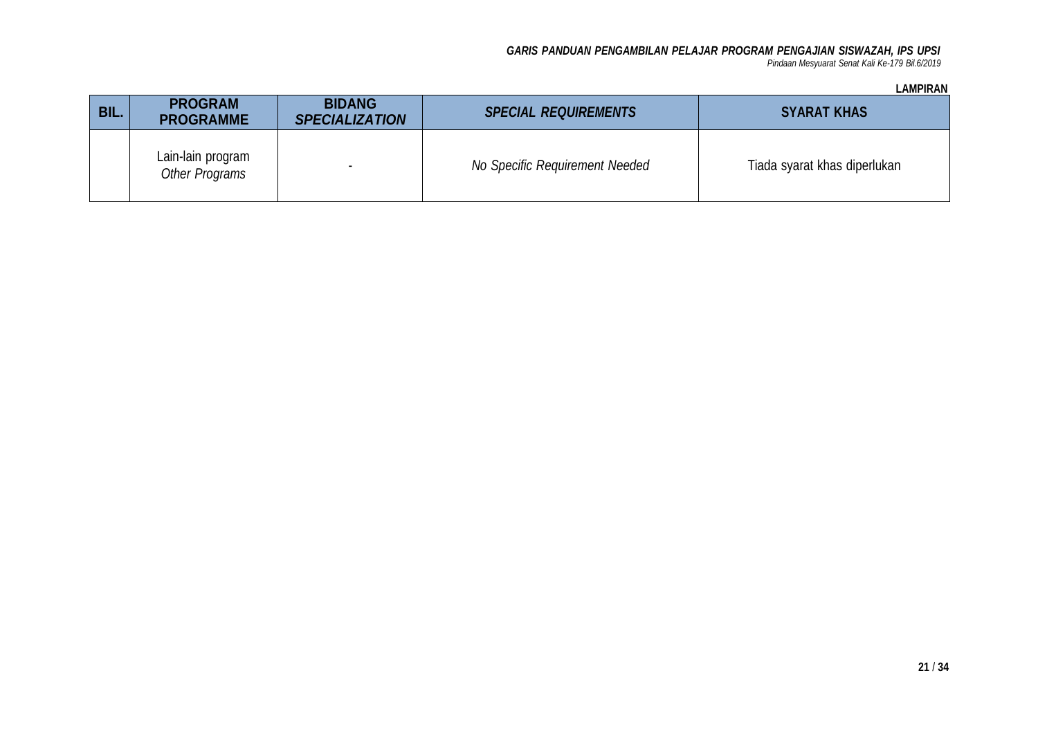**LAMPIRAN**

| BIL. | PROGRAM<br>PROGRAMME | BIDANG<br>*SPECIALIZATION* | *SPECIAL REQUIREMENTS* | SYARAT KHAS |
|---|---|---|---|---|
| | Lain-lain program<br>*Other Programs* | - | *No Specific Requirement Needed* | Tiada syarat khas diperlukan |